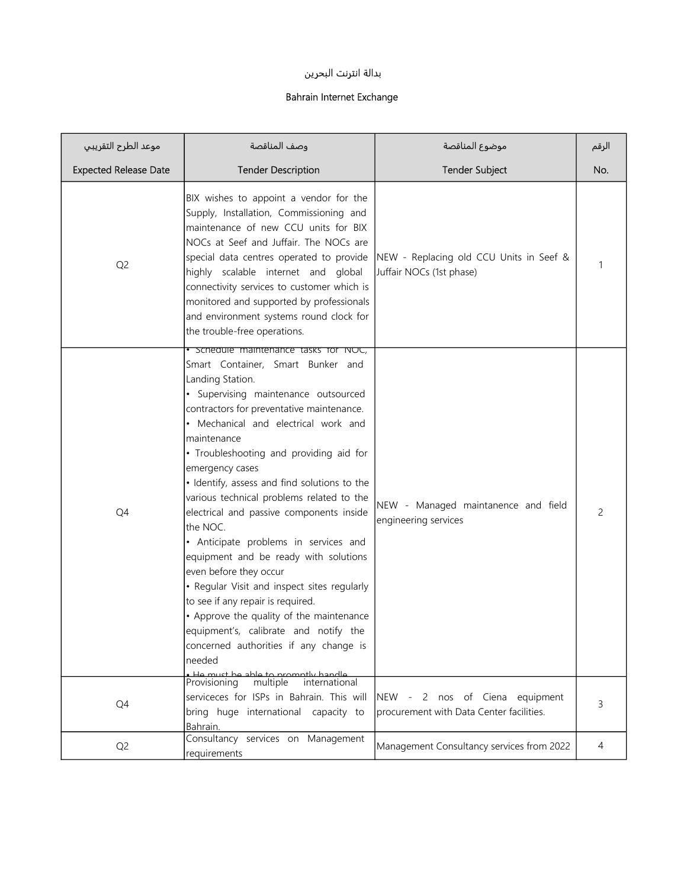بدالة انترنت البحرين

Bahrain Internet Exchange

| موعد الطرح التقريبي<br>Expected Release Date | وصف المناقصة<br>Tender Description | موضوع المناقصة<br>Tender Subject | الرقم<br>No. |
|---|---|---|---|
| Q2 | BIX wishes to appoint a vendor for the Supply, Installation, Commissioning and maintenance of new CCU units for BIX NOCs at Seef and Juffair. The NOCs are special data centres operated to provide highly scalable internet and global connectivity services to customer which is monitored and supported by professionals and environment systems round clock for the trouble-free operations. | NEW - Replacing old CCU Units in Seef & Juffair NOCs (1st phase) | 1 |
| Q4 | • Schedule maintenance tasks for NOC, Smart Container, Smart Bunker and Landing Station.<br>• Supervising maintenance outsourced contractors for preventative maintenance.<br>• Mechanical and electrical work and maintenance<br>• Troubleshooting and providing aid for emergency cases<br>• Identify, assess and find solutions to the various technical problems related to the electrical and passive components inside the NOC.<br>• Anticipate problems in services and equipment and be ready with solutions even before they occur<br>• Regular Visit and inspect sites regularly to see if any repair is required.<br>• Approve the quality of the maintenance equipment's, calibrate and notify the concerned authorities if any change is needed<br>• He must be able to promptly handle | NEW - Managed maintanence and field engineering services | 2 |
| Q4 | Provisioning multiple international serviceces for ISPs in Bahrain. This will bring huge international capacity to Bahrain. | NEW - 2 nos of Ciena equipment procurement with Data Center facilities. | 3 |
| Q2 | Consultancy services on Management requirements | Management Consultancy services from 2022 | 4 |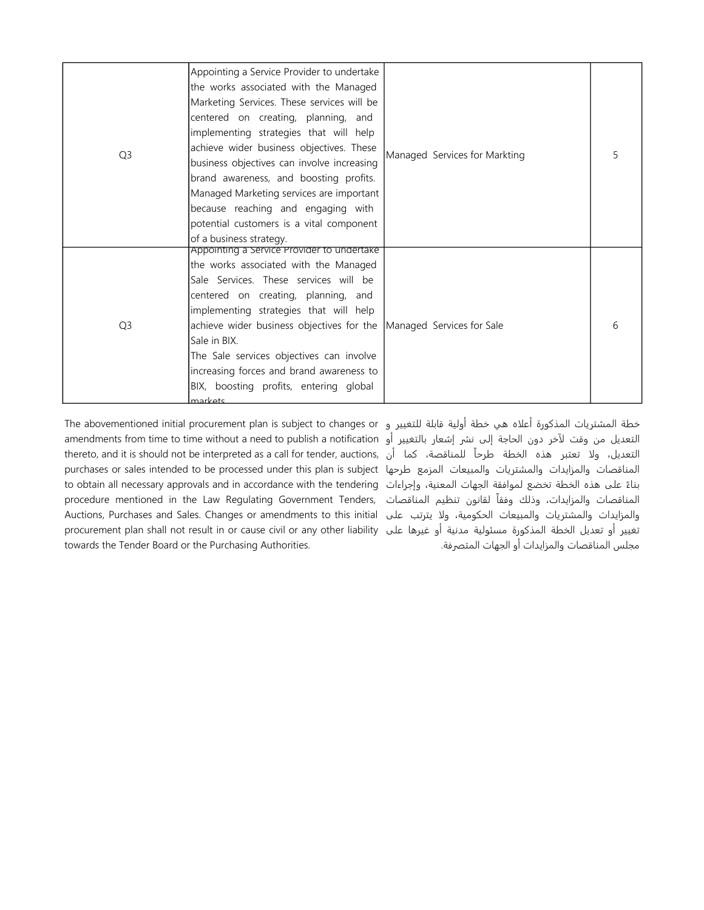| | | | |
|---|---|---|---|
| Q3 | Appointing a Service Provider to undertake the works associated with the Managed Marketing Services. These services will be centered on creating, planning, and implementing strategies that will help achieve wider business objectives. These business objectives can involve increasing brand awareness, and boosting profits. Managed Marketing services are important because reaching and engaging with potential customers is a vital component of a business strategy. | Managed Services for Markting | 5 |
| Q3 | Appointing a Service Provider to undertake the works associated with the Managed Sale Services. These services will be centered on creating, planning, and implementing strategies that will help achieve wider business objectives for the Sale in BIX. The Sale services objectives can involve increasing forces and brand awareness to BIX, boosting profits, entering global markets | Managed Services for Sale | 6 |

The abovementioned initial procurement plan is subject to changes or amendments from time to time without a need to publish a notification thereto, and it is should not be interpreted as a call for tender, auctions, purchases or sales intended to be processed under this plan is subject to obtain all necessary approvals and in accordance with the tendering procedure mentioned in the Law Regulating Government Tenders, Auctions, Purchases and Sales. Changes or amendments to this initial procurement plan shall not result in or cause civil or any other liability towards the Tender Board or the Purchasing Authorities.

خطة المشتريات المذكورة أعلاه هي خطة أولية قابلة للتغيير و التعديل من وقت لآخر دون الحاجة إلى نشر إشعار بالتغيير أو التعديل، ولا تعتبر هذه الخطة طرحاً للمناقصة، كما أن المناقصات والمزايدات والمشتريات والمبيعات المزمع طرحها بناءً على هذه الخطة تخضع لموافقة الجهات المعنية، وإجراءات المناقصات والمزايدات، وذلك وفقاً لقانون تنظيم المناقصات والمزايدات والمشتريات والمبيعات الحكومية، ولا يترتب على تغيير أو تعديل الخطة المذكورة مسئولية مدنية أو غيرها على مجلس المناقصات والمزايدات أو الجهات المتصرفة.